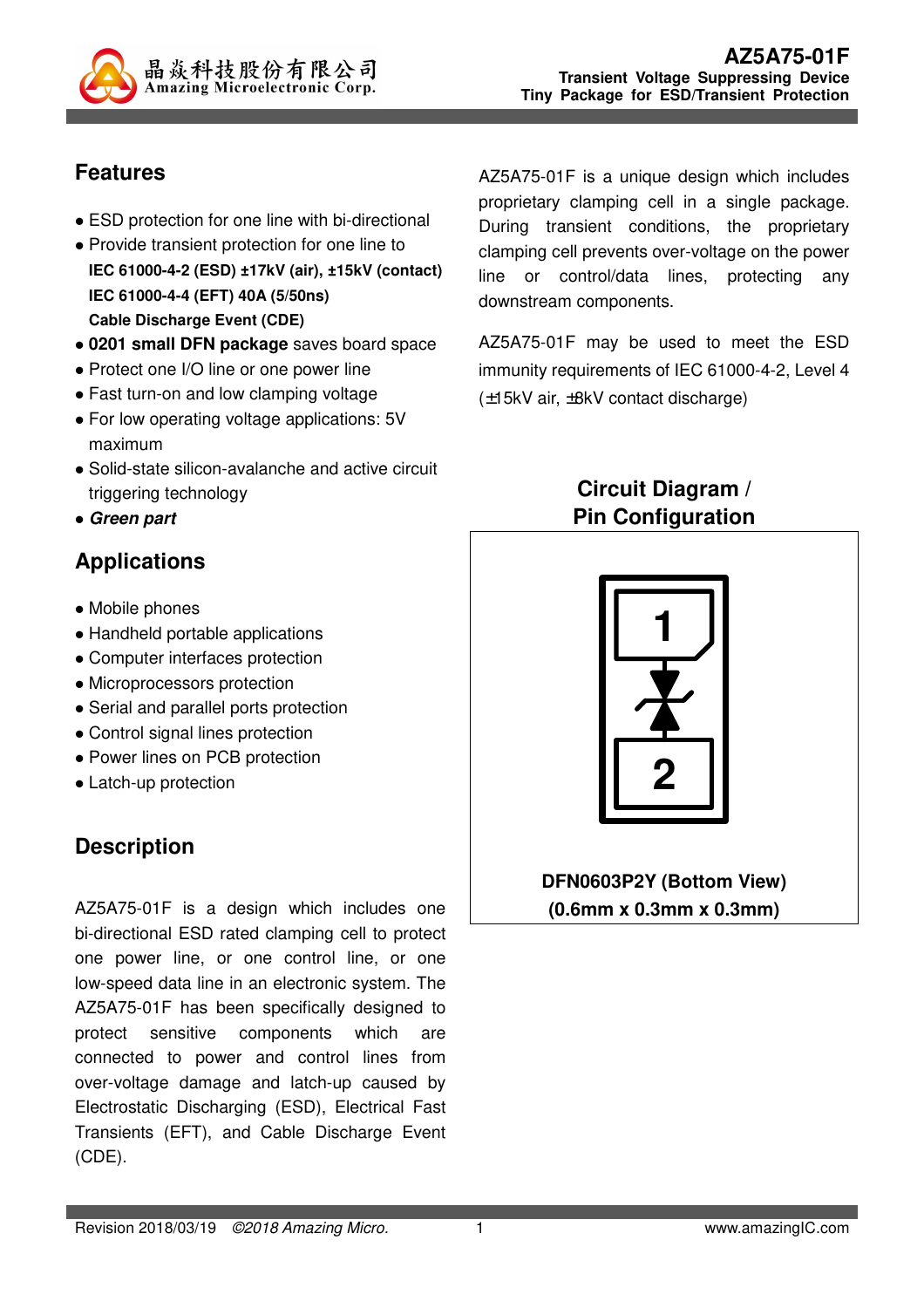晶焱科技股份有限公司
Amazing Microelectronic Corp.

# AZ5A75-01F

**Transient Voltage Suppressing Device**
**Tiny Package for ESD/Transient Protection**

## Features

- ESD protection for one line with bi-directional
- Provide transient protection for one line to
  **IEC 61000-4-2 (ESD) ±17kV (air), ±15kV (contact)**
  **IEC 61000-4-4 (EFT) 40A (5/50ns)**
  **Cable Discharge Event (CDE)**
- **0201 small DFN package** saves board space
- Protect one I/O line or one power line
- Fast turn-on and low clamping voltage
- For low operating voltage applications: 5V maximum
- Solid-state silicon-avalanche and active circuit triggering technology
- ***Green part***

## Applications

- Mobile phones
- Handheld portable applications
- Computer interfaces protection
- Microprocessors protection
- Serial and parallel ports protection
- Control signal lines protection
- Power lines on PCB protection
- Latch-up protection

## Description

AZ5A75-01F is a design which includes one bi-directional ESD rated clamping cell to protect one power line, or one control line, or one low-speed data line in an electronic system. The AZ5A75-01F has been specifically designed to protect sensitive components which are connected to power and control lines from over-voltage damage and latch-up caused by Electrostatic Discharging (ESD), Electrical Fast Transients (EFT), and Cable Discharge Event (CDE).

AZ5A75-01F is a unique design which includes proprietary clamping cell in a single package. During transient conditions, the proprietary clamping cell prevents over-voltage on the power line or control/data lines, protecting any downstream components.

AZ5A75-01F may be used to meet the ESD immunity requirements of IEC 61000-4-2, Level 4 (±15kV air, ±8kV contact discharge)

## Circuit Diagram / Pin Configuration

1

2

**DFN0603P2Y (Bottom View)**
**(0.6mm x 0.3mm x 0.3mm)**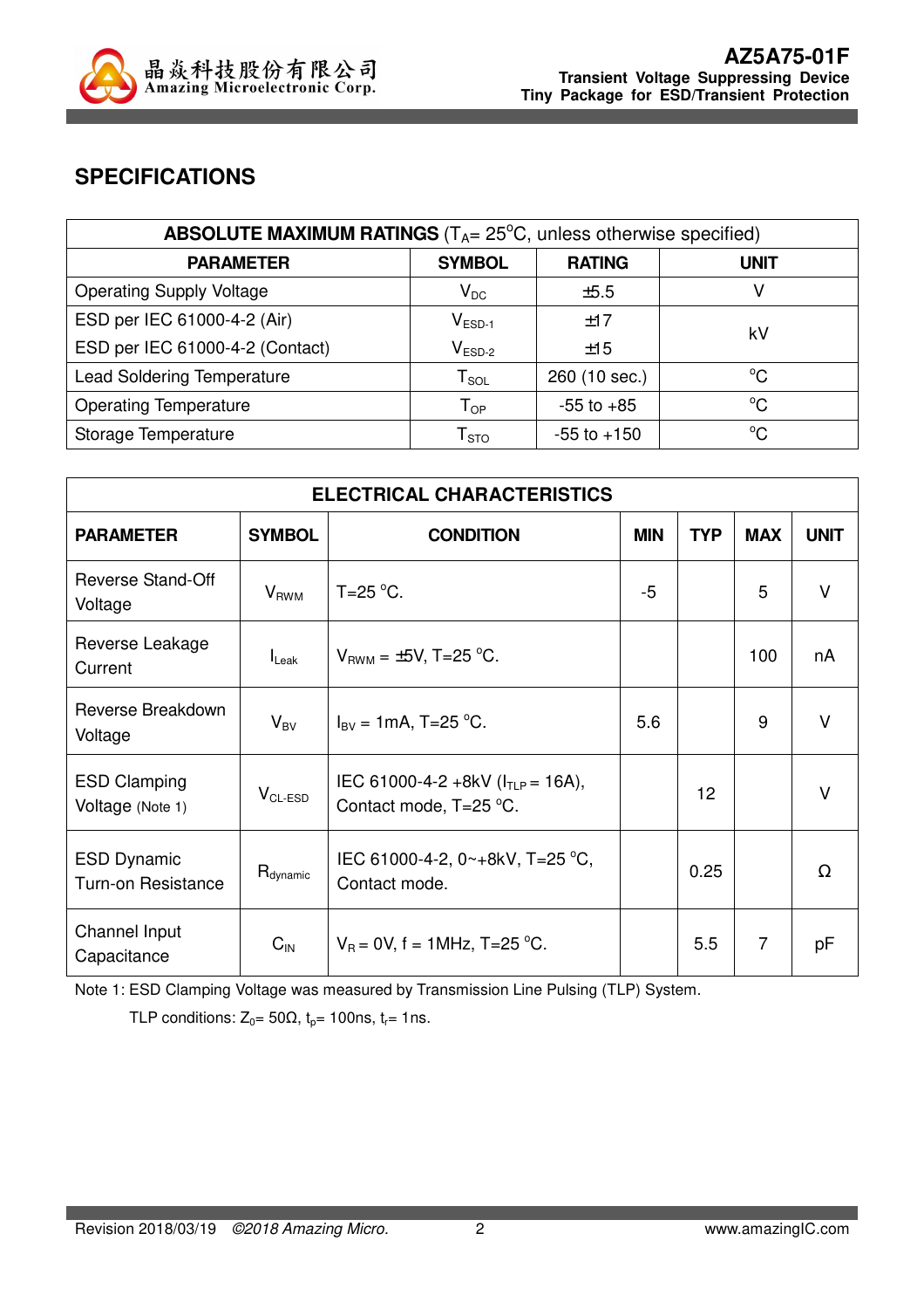## SPECIFICATIONS

| ABSOLUTE MAXIMUM RATINGS ($T_A$= 25°C, unless otherwise specified) | | | |
|---|---|---|---|
| **PARAMETER** | **SYMBOL** | **RATING** | **UNIT** |
| Operating Supply Voltage | $V_{DC}$ | ±5.5 | V |
| ESD per IEC 61000-4-2 (Air) | $V_{ESD-1}$ | ±17 | kV |
| ESD per IEC 61000-4-2 (Contact) | $V_{ESD-2}$ | ±15 | kV |
| Lead Soldering Temperature | $T_{SOL}$ | 260 (10 sec.) | °C |
| Operating Temperature | $T_{OP}$ | -55 to +85 | °C |
| Storage Temperature | $T_{STO}$ | -55 to +150 | °C |

| ELECTRICAL CHARACTERISTICS | | | | | | |
|---|---|---|---|---|---|---|
| **PARAMETER** | **SYMBOL** | **CONDITION** | **MIN** | **TYP** | **MAX** | **UNIT** |
| Reverse Stand-Off Voltage | $V_{RWM}$ | T=25 °C. | -5 | | 5 | V |
| Reverse Leakage Current | $I_{Leak}$ | $V_{RWM}$ = ±5V, T=25 °C. | | | 100 | nA |
| Reverse Breakdown Voltage | $V_{BV}$ | $I_{BV}$ = 1mA, T=25 °C. | 5.6 | | 9 | V |
| ESD Clamping Voltage (Note 1) | $V_{CL-ESD}$ | IEC 61000-4-2 +8kV ($I_{TLP}$ = 16A), Contact mode, T=25 °C. | | 12 | | V |
| ESD Dynamic Turn-on Resistance | $R_{dynamic}$ | IEC 61000-4-2, 0~+8kV, T=25 °C, Contact mode. | | 0.25 | | Ω |
| Channel Input Capacitance | $C_{IN}$ | $V_R$ = 0V, f = 1MHz, T=25 °C. | | 5.5 | 7 | pF |

Note 1: ESD Clamping Voltage was measured by Transmission Line Pulsing (TLP) System.

TLP conditions: $Z_0$= 50Ω, $t_p$= 100ns, $t_r$= 1ns.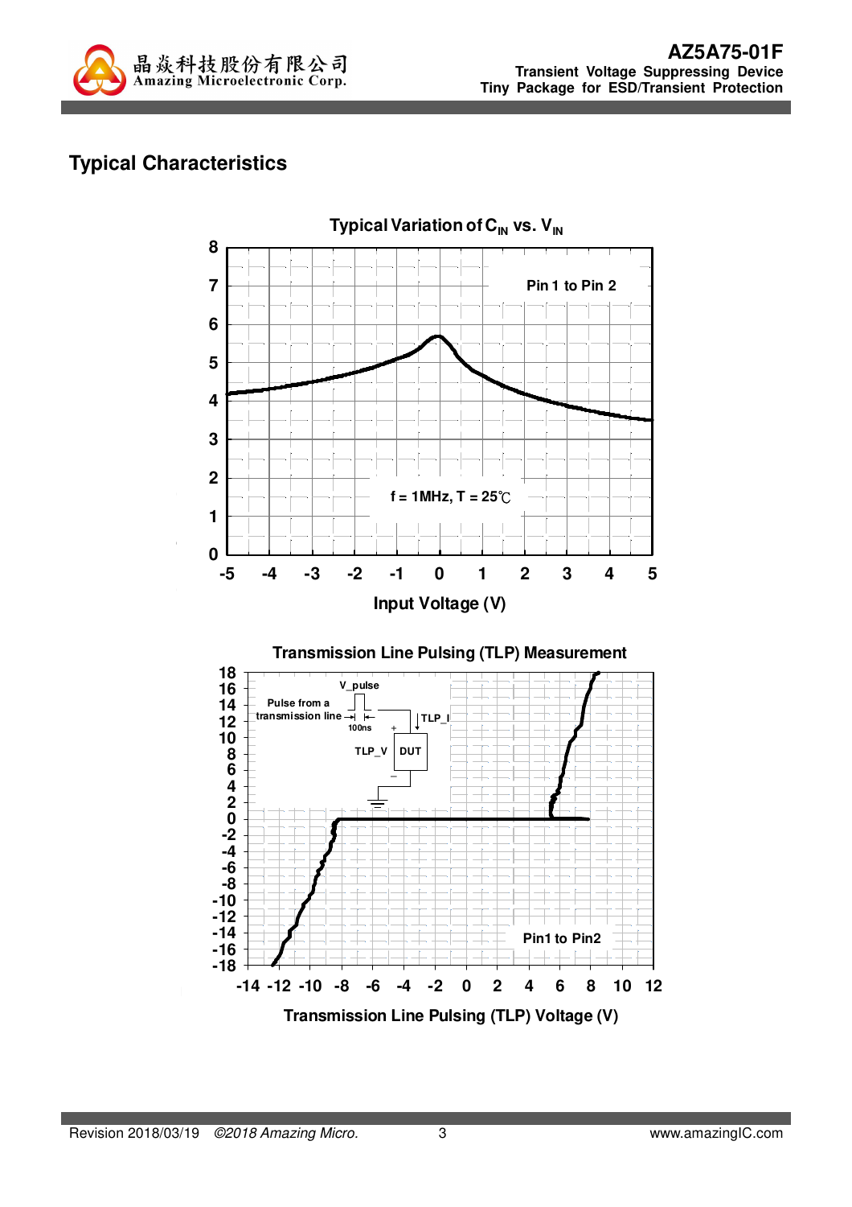## Typical Characteristics

Typical Variation of $C_{IN}$ vs. $V_{IN}$

Pin 1 to Pin 2

f = 1MHz, T = 25℃

Input Voltage (V)

Transmission Line Pulsing (TLP) Measurement

V_pulse

Pulse from a transmission line

100ns

TLP_I

TLP_V

DUT

Pin1 to Pin2

Transmission Line Pulsing (TLP) Voltage (V)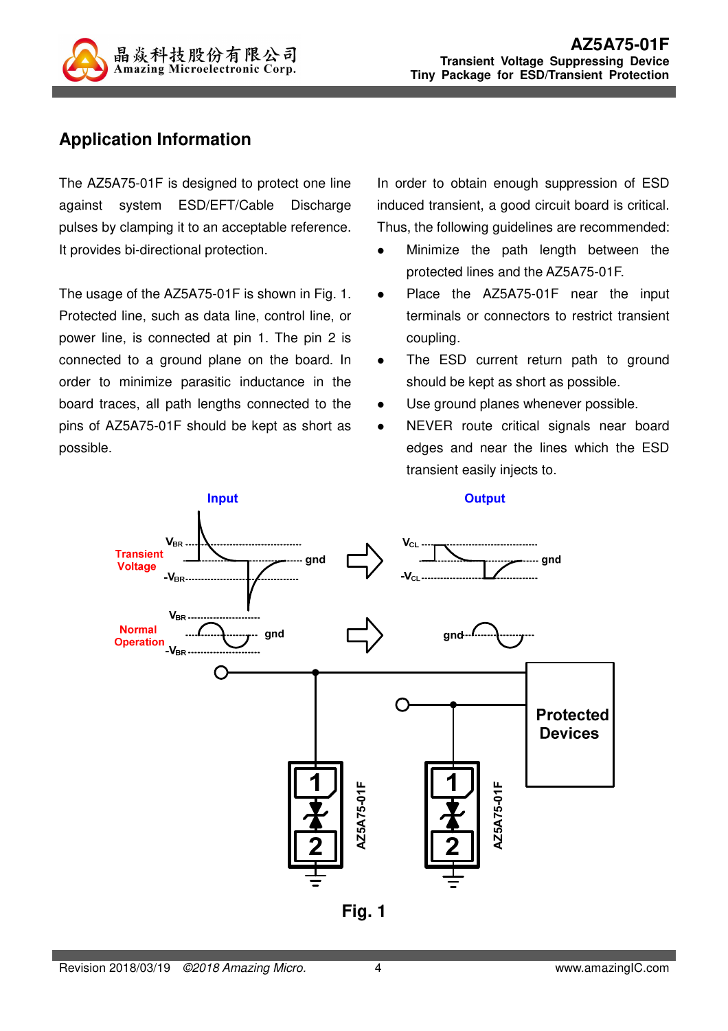## Application Information

The AZ5A75-01F is designed to protect one line against system ESD/EFT/Cable Discharge pulses by clamping it to an acceptable reference. It provides bi-directional protection.

The usage of the AZ5A75-01F is shown in Fig. 1. Protected line, such as data line, control line, or power line, is connected at pin 1. The pin 2 is connected to a ground plane on the board. In order to minimize parasitic inductance in the board traces, all path lengths connected to the pins of AZ5A75-01F should be kept as short as possible.

In order to obtain enough suppression of ESD induced transient, a good circuit board is critical. Thus, the following guidelines are recommended:

- Minimize the path length between the protected lines and the AZ5A75-01F.
- Place the AZ5A75-01F near the input terminals or connectors to restrict transient coupling.
- The ESD current return path to ground should be kept as short as possible.
- Use ground planes whenever possible.
- NEVER route critical signals near board edges and near the lines which the ESD transient easily injects to.

Fig. 1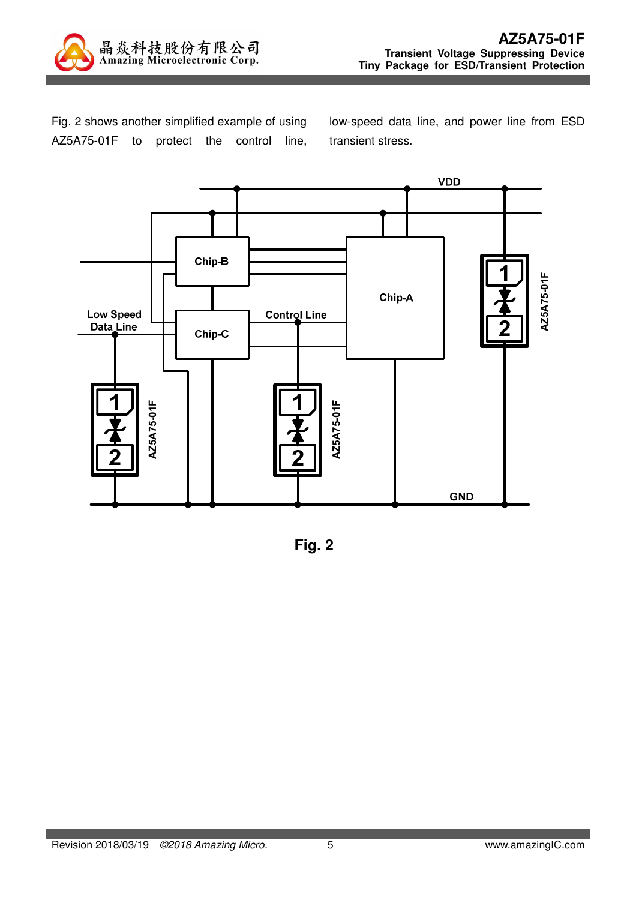Fig. 2 shows another simplified example of using AZ5A75-01F to protect the control line, low-speed data line, and power line from ESD transient stress.

**Fig. 2**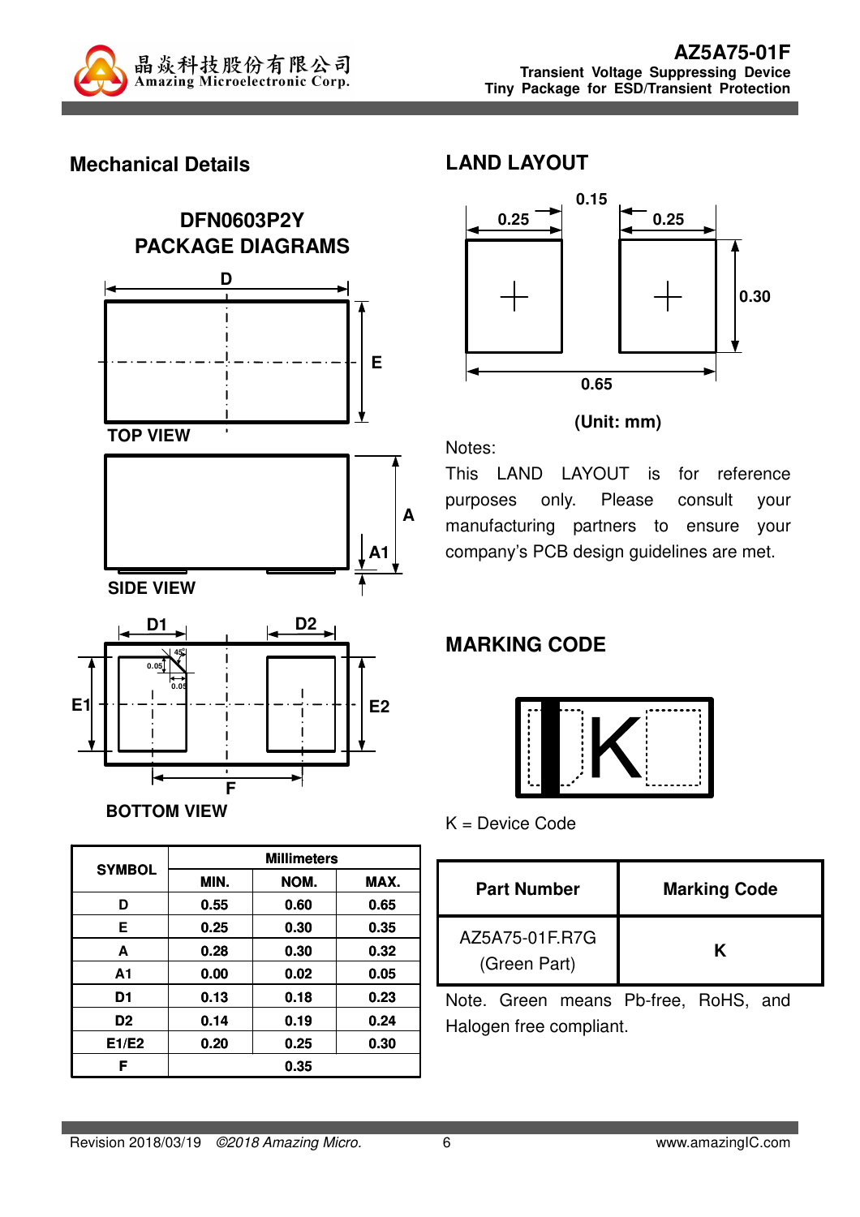## Mechanical Details

### DFN0603P2Y PACKAGE DIAGRAMS

TOP VIEW

SIDE VIEW

BOTTOM VIEW

| SYMBOL | Millimeters | | |
|---|---|---|---|
| | MIN. | NOM. | MAX. |
| D | 0.55 | 0.60 | 0.65 |
| E | 0.25 | 0.30 | 0.35 |
| A | 0.28 | 0.30 | 0.32 |
| A1 | 0.00 | 0.02 | 0.05 |
| D1 | 0.13 | 0.18 | 0.23 |
| D2 | 0.14 | 0.19 | 0.24 |
| E1/E2 | 0.20 | 0.25 | 0.30 |
| F | | 0.35 | |

## LAND LAYOUT

(Unit: mm)

Notes:

This LAND LAYOUT is for reference purposes only. Please consult your manufacturing partners to ensure your company's PCB design guidelines are met.

## MARKING CODE

K = Device Code

| Part Number | Marking Code |
|---|---|
| AZ5A75-01F.R7G (Green Part) | K |

Note. Green means Pb-free, RoHS, and Halogen free compliant.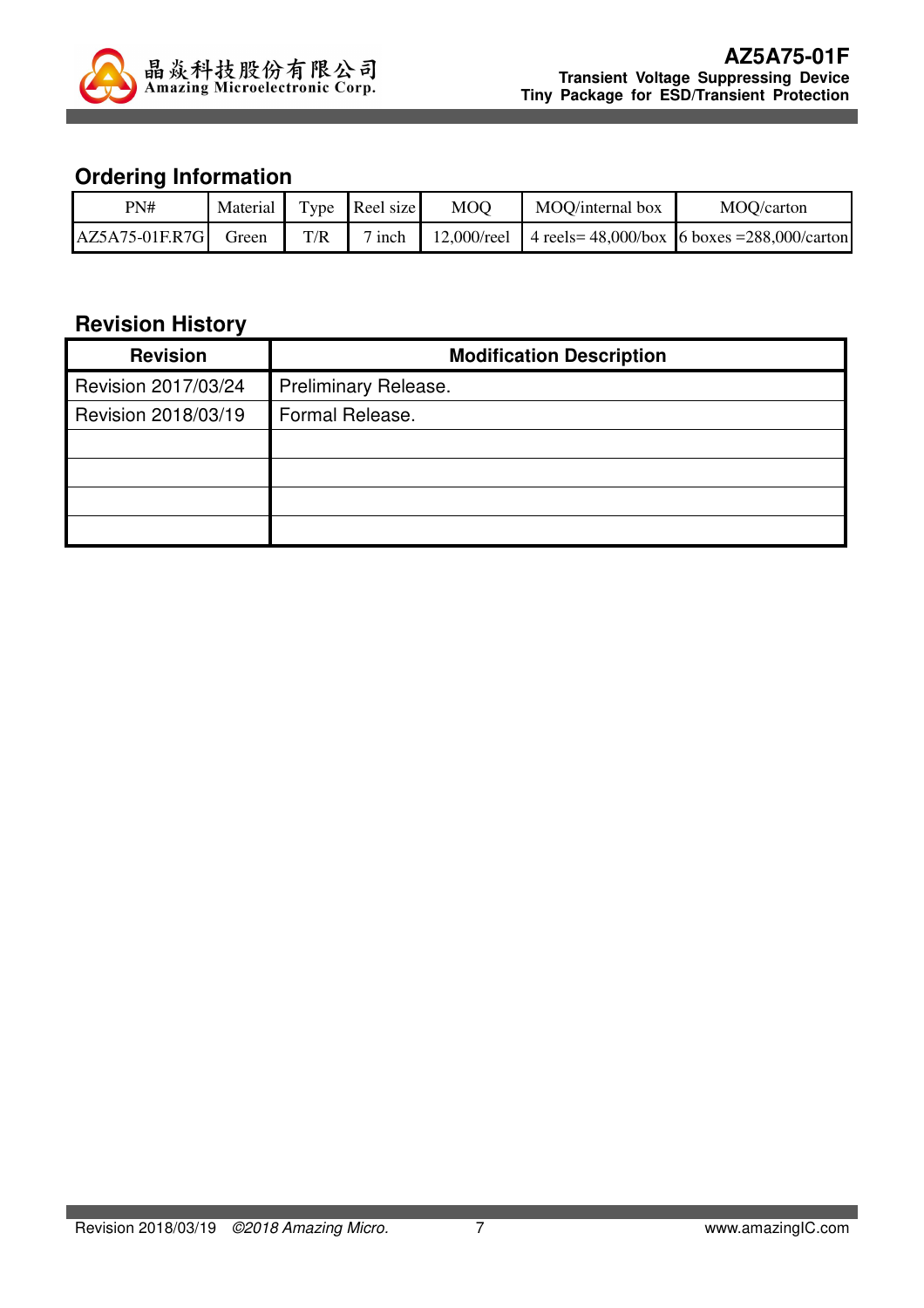## Ordering Information

| PN# | Material | Type | Reel size | MOQ | MOQ/internal box | MOQ/carton |
|---|---|---|---|---|---|---|
| AZ5A75-01F.R7G | Green | T/R | 7 inch | 12,000/reel | 4 reels= 48,000/box | 6 boxes =288,000/carton |

## Revision History

| Revision | Modification Description |
|---|---|
| Revision 2017/03/24 | Preliminary Release. |
| Revision 2018/03/19 | Formal Release. |
| | |
| | |
| | |
| | |